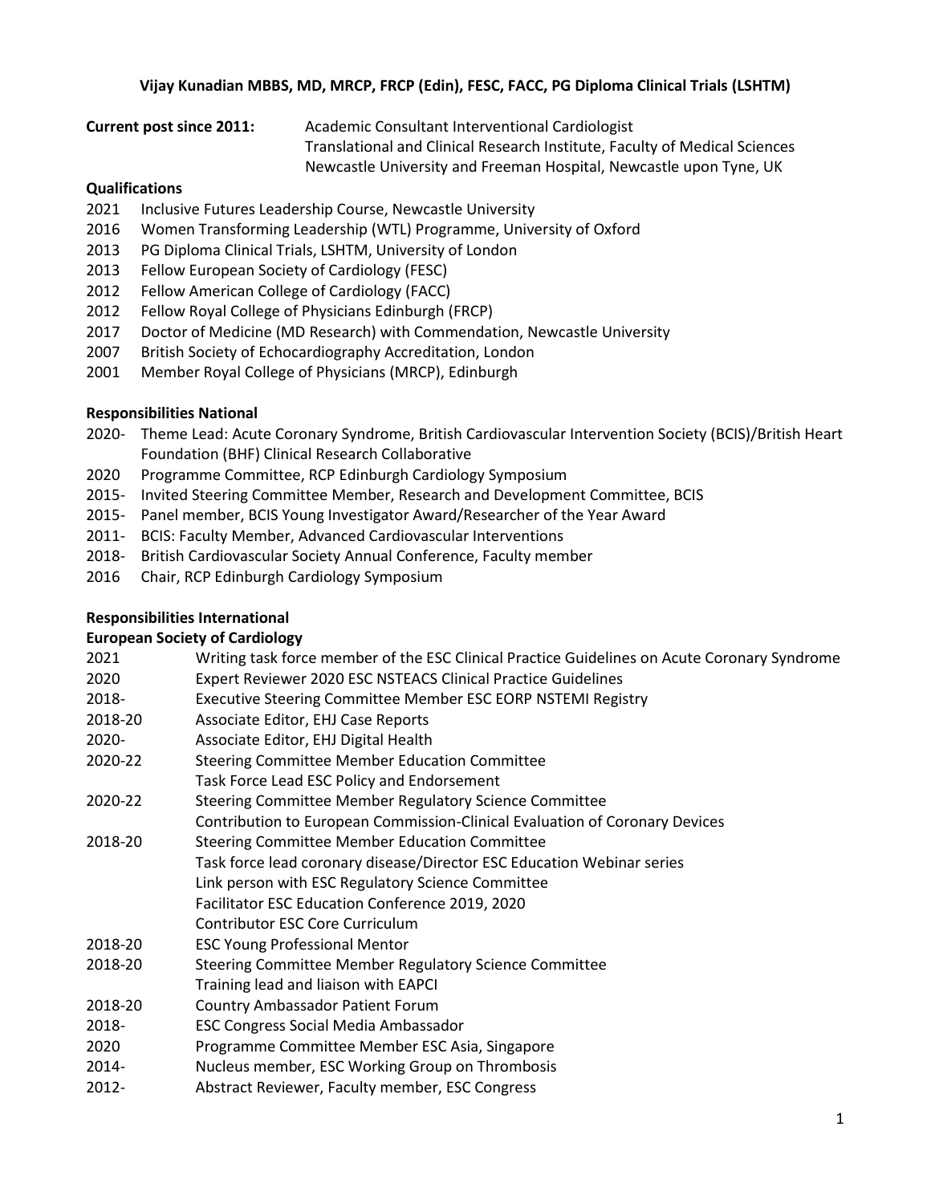**Vijay Kunadian MBBS, MD, MRCP, FRCP (Edin), FESC, FACC, PG Diploma Clinical Trials (LSHTM)**

**Current post since 2011:** Academic Consultant Interventional Cardiologist
Translational and Clinical Research Institute, Faculty of Medical Sciences
Newcastle University and Freeman Hospital, Newcastle upon Tyne, UK

**Qualifications**

2021 Inclusive Futures Leadership Course, Newcastle University
2016 Women Transforming Leadership (WTL) Programme, University of Oxford
2013 PG Diploma Clinical Trials, LSHTM, University of London
2013 Fellow European Society of Cardiology (FESC)
2012 Fellow American College of Cardiology (FACC)
2012 Fellow Royal College of Physicians Edinburgh (FRCP)
2017 Doctor of Medicine (MD Research) with Commendation, Newcastle University
2007 British Society of Echocardiography Accreditation, London
2001 Member Royal College of Physicians (MRCP), Edinburgh

**Responsibilities National**

2020- Theme Lead: Acute Coronary Syndrome, British Cardiovascular Intervention Society (BCIS)/British Heart Foundation (BHF) Clinical Research Collaborative
2020 Programme Committee, RCP Edinburgh Cardiology Symposium
2015- Invited Steering Committee Member, Research and Development Committee, BCIS
2015- Panel member, BCIS Young Investigator Award/Researcher of the Year Award
2011- BCIS: Faculty Member, Advanced Cardiovascular Interventions
2018- British Cardiovascular Society Annual Conference, Faculty member
2016 Chair, RCP Edinburgh Cardiology Symposium

**Responsibilities International**

**European Society of Cardiology**

2021 Writing task force member of the ESC Clinical Practice Guidelines on Acute Coronary Syndrome
2020 Expert Reviewer 2020 ESC NSTEACS Clinical Practice Guidelines
2018- Executive Steering Committee Member ESC EORP NSTEMI Registry
2018-20 Associate Editor, EHJ Case Reports
2020- Associate Editor, EHJ Digital Health
2020-22 Steering Committee Member Education Committee
Task Force Lead ESC Policy and Endorsement
2020-22 Steering Committee Member Regulatory Science Committee
Contribution to European Commission-Clinical Evaluation of Coronary Devices
2018-20 Steering Committee Member Education Committee
Task force lead coronary disease/Director ESC Education Webinar series
Link person with ESC Regulatory Science Committee
Facilitator ESC Education Conference 2019, 2020
Contributor ESC Core Curriculum
2018-20 ESC Young Professional Mentor
2018-20 Steering Committee Member Regulatory Science Committee
Training lead and liaison with EAPCI
2018-20 Country Ambassador Patient Forum
2018- ESC Congress Social Media Ambassador
2020 Programme Committee Member ESC Asia, Singapore
2014- Nucleus member, ESC Working Group on Thrombosis
2012- Abstract Reviewer, Faculty member, ESC Congress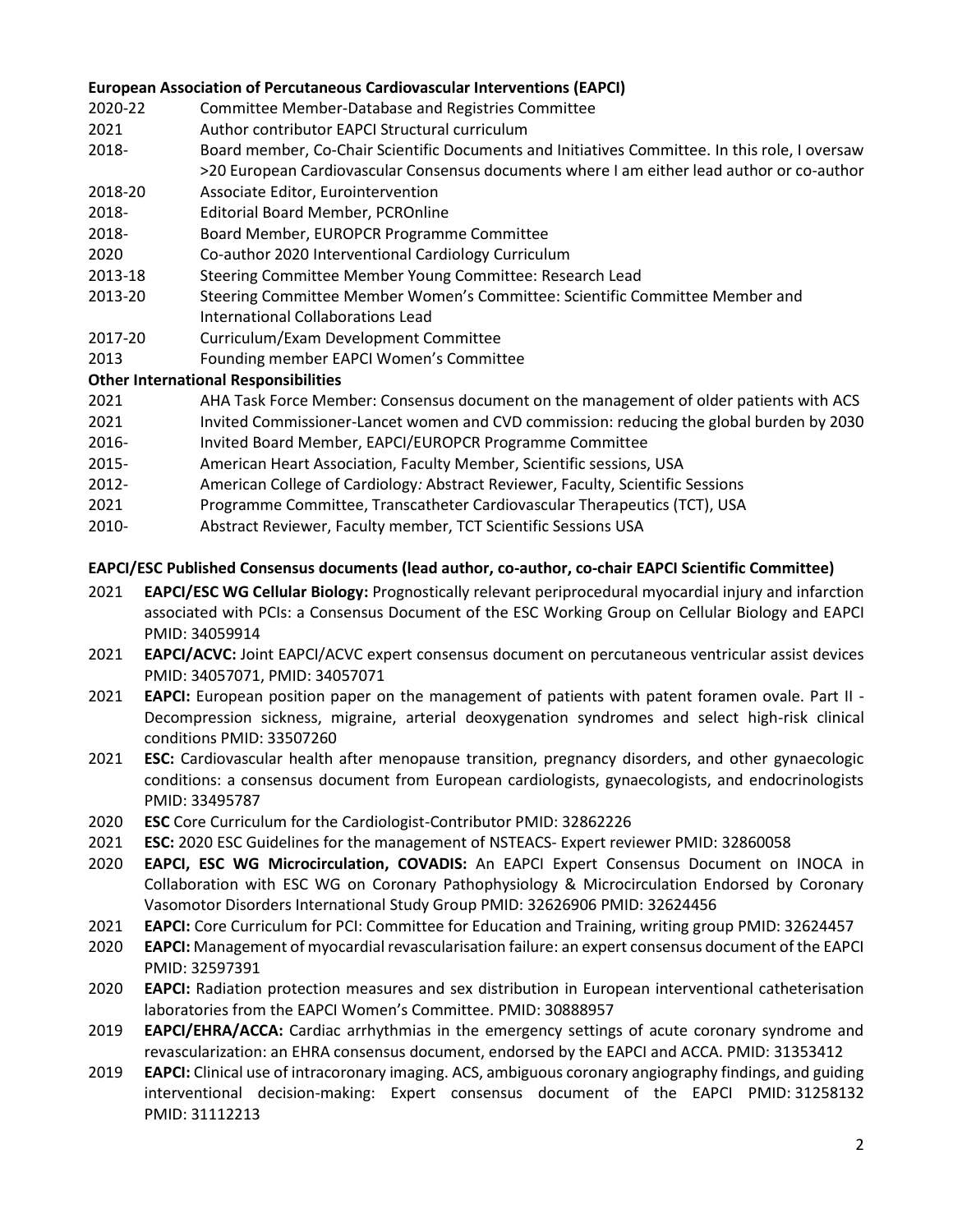**European Association of Percutaneous Cardiovascular Interventions (EAPCI)**

- 2020-22 Committee Member-Database and Registries Committee
- 2021 Author contributor EAPCI Structural curriculum
- 2018- Board member, Co-Chair Scientific Documents and Initiatives Committee. In this role, I oversaw >20 European Cardiovascular Consensus documents where I am either lead author or co-author
- 2018-20 Associate Editor, Eurointervention
- 2018- Editorial Board Member, PCROnline
- 2018- Board Member, EUROPCR Programme Committee
- 2020 Co-author 2020 Interventional Cardiology Curriculum
- 2013-18 Steering Committee Member Young Committee: Research Lead
- 2013-20 Steering Committee Member Women's Committee: Scientific Committee Member and International Collaborations Lead
- 2017-20 Curriculum/Exam Development Committee
- 2013 Founding member EAPCI Women's Committee

**Other International Responsibilities**

- 2021 AHA Task Force Member: Consensus document on the management of older patients with ACS
- 2021 Invited Commissioner-Lancet women and CVD commission: reducing the global burden by 2030
- 2016- Invited Board Member, EAPCI/EUROPCR Programme Committee
- 2015- American Heart Association, Faculty Member, Scientific sessions, USA
- 2012- American College of Cardiology*:* Abstract Reviewer, Faculty, Scientific Sessions
- 2021 Programme Committee, Transcatheter Cardiovascular Therapeutics (TCT), USA
- 2010- Abstract Reviewer, Faculty member, TCT Scientific Sessions USA

**EAPCI/ESC Published Consensus documents (lead author, co-author, co-chair EAPCI Scientific Committee)**

- 2021 **EAPCI/ESC WG Cellular Biology:** Prognostically relevant periprocedural myocardial injury and infarction associated with PCIs: a Consensus Document of the ESC Working Group on Cellular Biology and EAPCI PMID: 34059914
- 2021 **EAPCI/ACVC:** Joint EAPCI/ACVC expert consensus document on percutaneous ventricular assist devices PMID: 34057071, PMID: 34057071
- 2021 **EAPCI:** European position paper on the management of patients with patent foramen ovale. Part II - Decompression sickness, migraine, arterial deoxygenation syndromes and select high-risk clinical conditions PMID: 33507260
- 2021 **ESC:** Cardiovascular health after menopause transition, pregnancy disorders, and other gynaecologic conditions: a consensus document from European cardiologists, gynaecologists, and endocrinologists PMID: 33495787
- 2020 **ESC** Core Curriculum for the Cardiologist-Contributor PMID: 32862226
- 2021 **ESC:** 2020 ESC Guidelines for the management of NSTEACS- Expert reviewer PMID: 32860058
- 2020 **EAPCI, ESC WG Microcirculation, COVADIS:** An EAPCI Expert Consensus Document on INOCA in Collaboration with ESC WG on Coronary Pathophysiology & Microcirculation Endorsed by Coronary Vasomotor Disorders International Study Group PMID: 32626906 PMID: 32624456
- 2021 **EAPCI:** Core Curriculum for PCI: Committee for Education and Training, writing group PMID: 32624457
- 2020 **EAPCI:** Management of myocardial revascularisation failure: an expert consensus document of the EAPCI PMID: 32597391
- 2020 **EAPCI:** Radiation protection measures and sex distribution in European interventional catheterisation laboratories from the EAPCI Women's Committee. PMID: 30888957
- 2019 **EAPCI/EHRA/ACCA:** Cardiac arrhythmias in the emergency settings of acute coronary syndrome and revascularization: an EHRA consensus document, endorsed by the EAPCI and ACCA. PMID: 31353412
- 2019 **EAPCI:** Clinical use of intracoronary imaging. ACS, ambiguous coronary angiography findings, and guiding interventional decision-making: Expert consensus document of the EAPCI PMID: 31258132 PMID: 31112213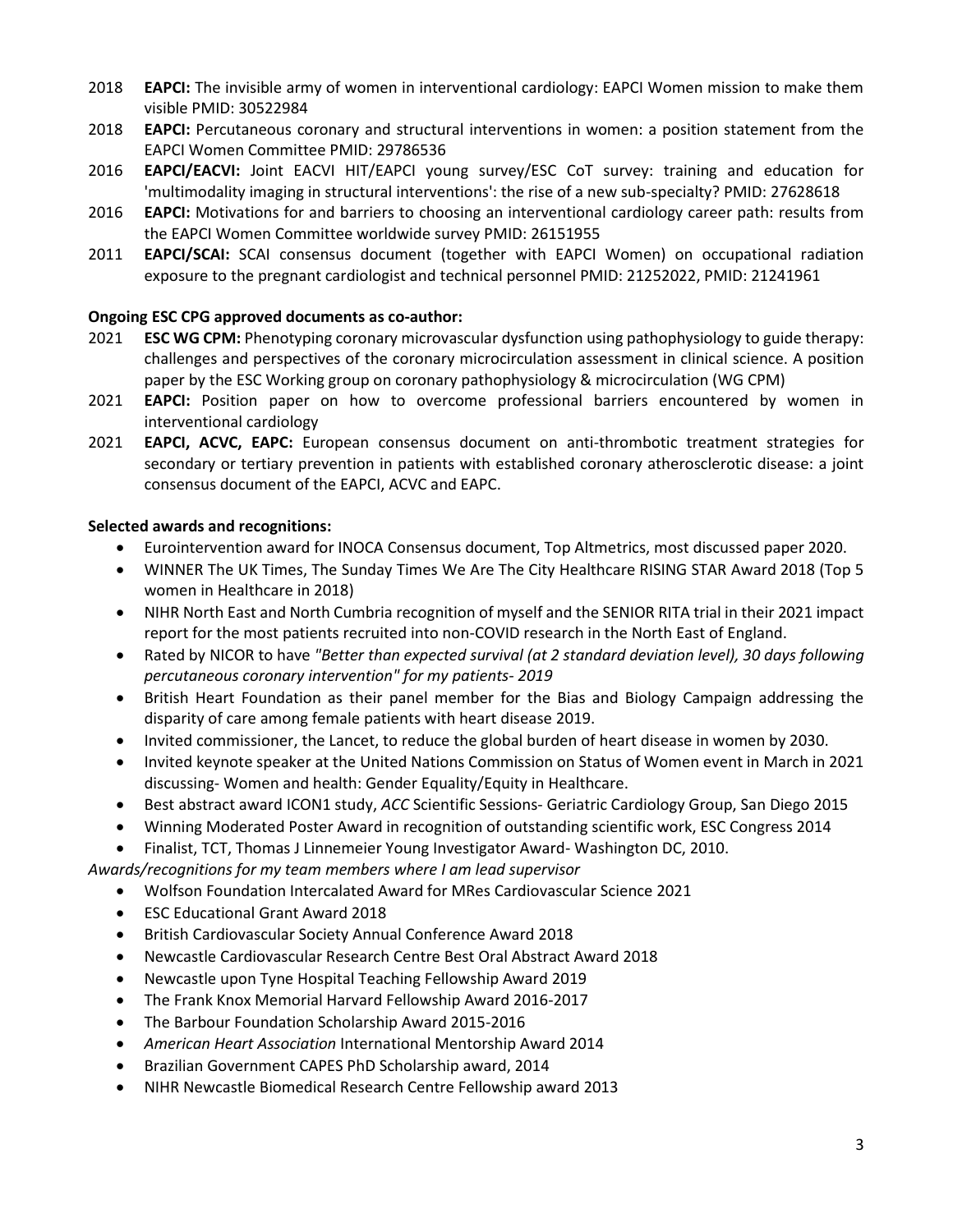- 2018 **EAPCI:** The invisible army of women in interventional cardiology: EAPCI Women mission to make them visible PMID: 30522984
- 2018 **EAPCI:** Percutaneous coronary and structural interventions in women: a position statement from the EAPCI Women Committee PMID: 29786536
- 2016 **EAPCI/EACVI:** Joint EACVI HIT/EAPCI young survey/ESC CoT survey: training and education for 'multimodality imaging in structural interventions': the rise of a new sub-specialty? PMID: 27628618
- 2016 **EAPCI:** Motivations for and barriers to choosing an interventional cardiology career path: results from the EAPCI Women Committee worldwide survey PMID: 26151955
- 2011 **EAPCI/SCAI:** SCAI consensus document (together with EAPCI Women) on occupational radiation exposure to the pregnant cardiologist and technical personnel PMID: 21252022, PMID: 21241961

**Ongoing ESC CPG approved documents as co-author:**

- 2021 **ESC WG CPM:** Phenotyping coronary microvascular dysfunction using pathophysiology to guide therapy: challenges and perspectives of the coronary microcirculation assessment in clinical science. A position paper by the ESC Working group on coronary pathophysiology & microcirculation (WG CPM)
- 2021 **EAPCI:** Position paper on how to overcome professional barriers encountered by women in interventional cardiology
- 2021 **EAPCI, ACVC, EAPC:** European consensus document on anti-thrombotic treatment strategies for secondary or tertiary prevention in patients with established coronary atherosclerotic disease: a joint consensus document of the EAPCI, ACVC and EAPC.

**Selected awards and recognitions:**

- Eurointervention award for INOCA Consensus document, Top Altmetrics, most discussed paper 2020.
- WINNER The UK Times, The Sunday Times We Are The City Healthcare RISING STAR Award 2018 (Top 5 women in Healthcare in 2018)
- NIHR North East and North Cumbria recognition of myself and the SENIOR RITA trial in their 2021 impact report for the most patients recruited into non-COVID research in the North East of England.
- Rated by NICOR to have *"Better than expected survival (at 2 standard deviation level), 30 days following percutaneous coronary intervention" for my patients- 2019*
- British Heart Foundation as their panel member for the Bias and Biology Campaign addressing the disparity of care among female patients with heart disease 2019.
- Invited commissioner, the Lancet, to reduce the global burden of heart disease in women by 2030.
- Invited keynote speaker at the United Nations Commission on Status of Women event in March in 2021 discussing- Women and health: Gender Equality/Equity in Healthcare.
- Best abstract award ICON1 study, *ACC* Scientific Sessions- Geriatric Cardiology Group, San Diego 2015
- Winning Moderated Poster Award in recognition of outstanding scientific work, ESC Congress 2014
- Finalist, TCT, Thomas J Linnemeier Young Investigator Award- Washington DC, 2010.

*Awards/recognitions for my team members where I am lead supervisor*

- Wolfson Foundation Intercalated Award for MRes Cardiovascular Science 2021
- ESC Educational Grant Award 2018
- British Cardiovascular Society Annual Conference Award 2018
- Newcastle Cardiovascular Research Centre Best Oral Abstract Award 2018
- Newcastle upon Tyne Hospital Teaching Fellowship Award 2019
- The Frank Knox Memorial Harvard Fellowship Award 2016-2017
- The Barbour Foundation Scholarship Award 2015-2016
- *American Heart Association* International Mentorship Award 2014
- Brazilian Government CAPES PhD Scholarship award, 2014
- NIHR Newcastle Biomedical Research Centre Fellowship award 2013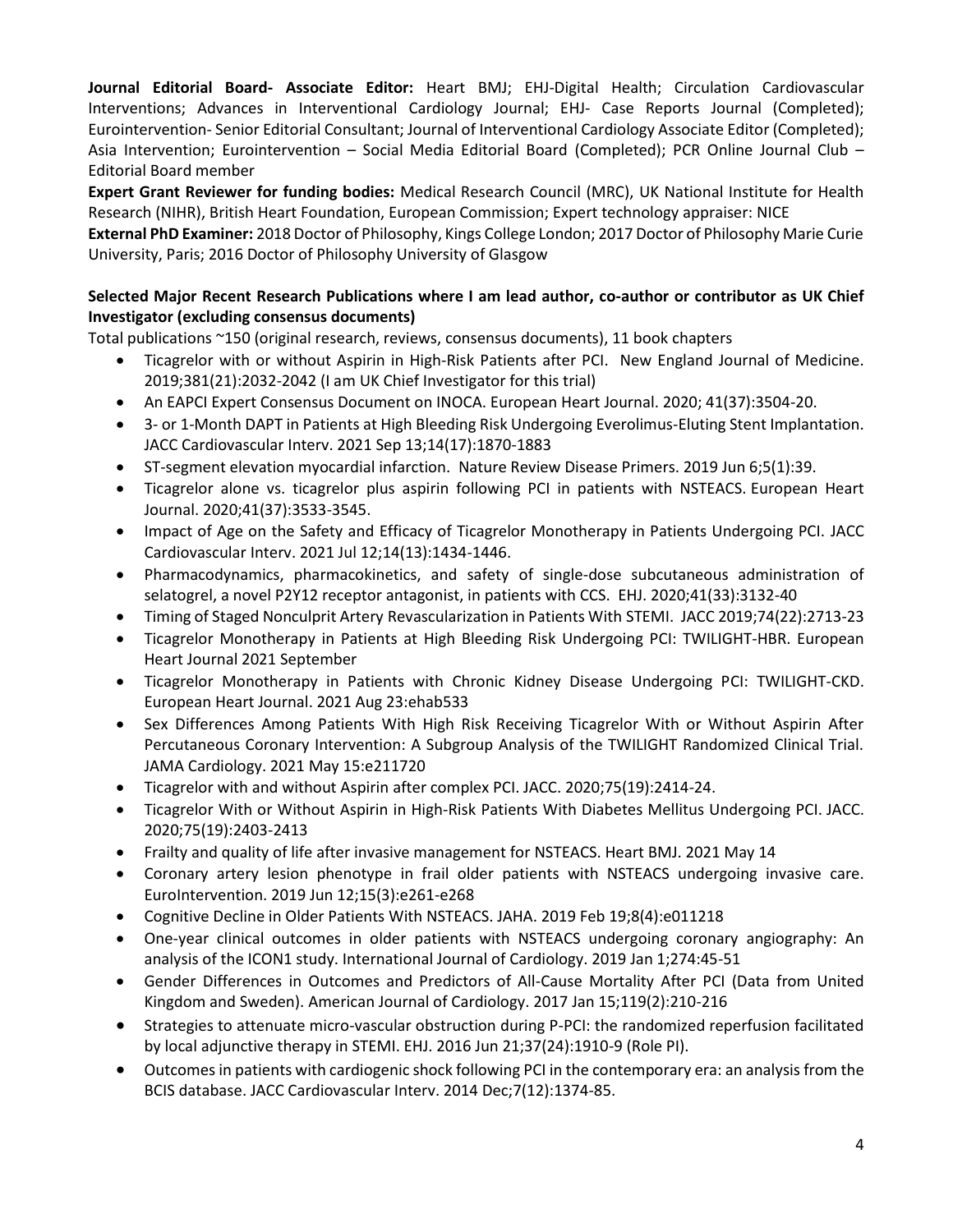**Journal Editorial Board- Associate Editor:** Heart BMJ; EHJ-Digital Health; Circulation Cardiovascular Interventions; Advances in Interventional Cardiology Journal; EHJ- Case Reports Journal (Completed); Eurointervention- Senior Editorial Consultant; Journal of Interventional Cardiology Associate Editor (Completed); Asia Intervention; Eurointervention – Social Media Editorial Board (Completed); PCR Online Journal Club – Editorial Board member

**Expert Grant Reviewer for funding bodies:** Medical Research Council (MRC), UK National Institute for Health Research (NIHR), British Heart Foundation, European Commission; Expert technology appraiser: NICE

**External PhD Examiner:** 2018 Doctor of Philosophy, Kings College London; 2017 Doctor of Philosophy Marie Curie University, Paris; 2016 Doctor of Philosophy University of Glasgow

**Selected Major Recent Research Publications where I am lead author, co-author or contributor as UK Chief Investigator (excluding consensus documents)**

Total publications ~150 (original research, reviews, consensus documents), 11 book chapters

- Ticagrelor with or without Aspirin in High-Risk Patients after PCI. New England Journal of Medicine. 2019;381(21):2032-2042 (I am UK Chief Investigator for this trial)
- An EAPCI Expert Consensus Document on INOCA. European Heart Journal. 2020; 41(37):3504-20.
- 3- or 1-Month DAPT in Patients at High Bleeding Risk Undergoing Everolimus-Eluting Stent Implantation. JACC Cardiovascular Interv. 2021 Sep 13;14(17):1870-1883
- ST-segment elevation myocardial infarction. Nature Review Disease Primers. 2019 Jun 6;5(1):39.
- Ticagrelor alone vs. ticagrelor plus aspirin following PCI in patients with NSTEACS. European Heart Journal. 2020;41(37):3533-3545.
- Impact of Age on the Safety and Efficacy of Ticagrelor Monotherapy in Patients Undergoing PCI. JACC Cardiovascular Interv. 2021 Jul 12;14(13):1434-1446.
- Pharmacodynamics, pharmacokinetics, and safety of single-dose subcutaneous administration of selatogrel, a novel P2Y12 receptor antagonist, in patients with CCS. EHJ. 2020;41(33):3132-40
- Timing of Staged Nonculprit Artery Revascularization in Patients With STEMI. JACC 2019;74(22):2713-23
- Ticagrelor Monotherapy in Patients at High Bleeding Risk Undergoing PCI: TWILIGHT-HBR. European Heart Journal 2021 September
- Ticagrelor Monotherapy in Patients with Chronic Kidney Disease Undergoing PCI: TWILIGHT-CKD. European Heart Journal. 2021 Aug 23:ehab533
- Sex Differences Among Patients With High Risk Receiving Ticagrelor With or Without Aspirin After Percutaneous Coronary Intervention: A Subgroup Analysis of the TWILIGHT Randomized Clinical Trial. JAMA Cardiology. 2021 May 15:e211720
- Ticagrelor with and without Aspirin after complex PCI. JACC. 2020;75(19):2414-24.
- Ticagrelor With or Without Aspirin in High-Risk Patients With Diabetes Mellitus Undergoing PCI. JACC. 2020;75(19):2403-2413
- Frailty and quality of life after invasive management for NSTEACS. Heart BMJ. 2021 May 14
- Coronary artery lesion phenotype in frail older patients with NSTEACS undergoing invasive care. EuroIntervention. 2019 Jun 12;15(3):e261-e268
- Cognitive Decline in Older Patients With NSTEACS. JAHA. 2019 Feb 19;8(4):e011218
- One-year clinical outcomes in older patients with NSTEACS undergoing coronary angiography: An analysis of the ICON1 study. International Journal of Cardiology. 2019 Jan 1;274:45-51
- Gender Differences in Outcomes and Predictors of All-Cause Mortality After PCI (Data from United Kingdom and Sweden). American Journal of Cardiology. 2017 Jan 15;119(2):210-216
- Strategies to attenuate micro-vascular obstruction during P-PCI: the randomized reperfusion facilitated by local adjunctive therapy in STEMI. EHJ. 2016 Jun 21;37(24):1910-9 (Role PI).
- Outcomes in patients with cardiogenic shock following PCI in the contemporary era: an analysis from the BCIS database. JACC Cardiovascular Interv. 2014 Dec;7(12):1374-85.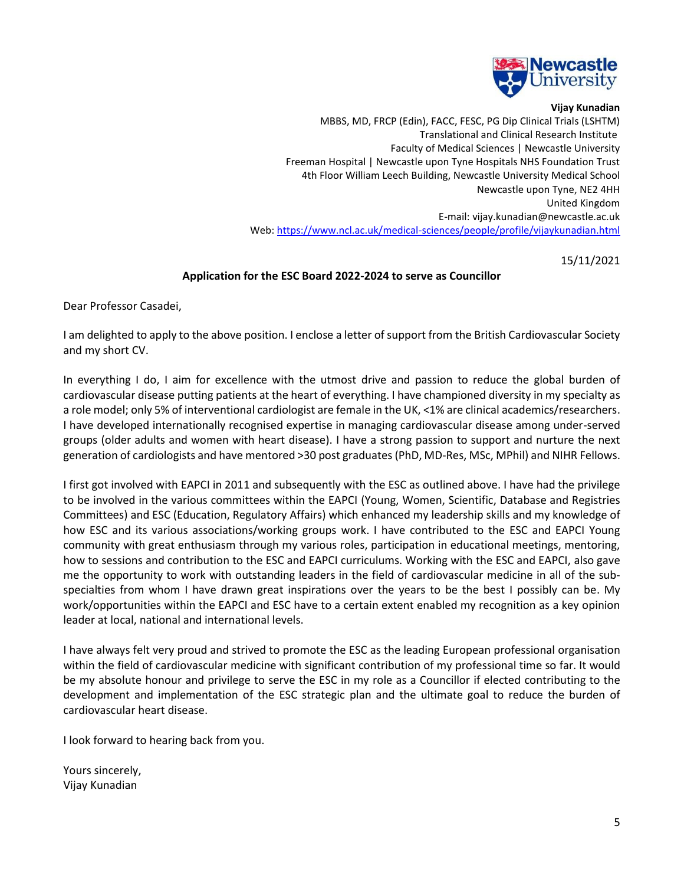**Vijay Kunadian**
MBBS, MD, FRCP (Edin), FACC, FESC, PG Dip Clinical Trials (LSHTM)
Translational and Clinical Research Institute
Faculty of Medical Sciences | Newcastle University
Freeman Hospital | Newcastle upon Tyne Hospitals NHS Foundation Trust
4th Floor William Leech Building, Newcastle University Medical School
Newcastle upon Tyne, NE2 4HH
United Kingdom
E-mail: vijay.kunadian@newcastle.ac.uk
Web: https://www.ncl.ac.uk/medical-sciences/people/profile/vijaykunadian.html

15/11/2021

**Application for the ESC Board 2022-2024 to serve as Councillor**

Dear Professor Casadei,

I am delighted to apply to the above position. I enclose a letter of support from the British Cardiovascular Society and my short CV.

In everything I do, I aim for excellence with the utmost drive and passion to reduce the global burden of cardiovascular disease putting patients at the heart of everything. I have championed diversity in my specialty as a role model; only 5% of interventional cardiologist are female in the UK, <1% are clinical academics/researchers. I have developed internationally recognised expertise in managing cardiovascular disease among under-served groups (older adults and women with heart disease). I have a strong passion to support and nurture the next generation of cardiologists and have mentored >30 post graduates (PhD, MD-Res, MSc, MPhil) and NIHR Fellows.

I first got involved with EAPCI in 2011 and subsequently with the ESC as outlined above. I have had the privilege to be involved in the various committees within the EAPCI (Young, Women, Scientific, Database and Registries Committees) and ESC (Education, Regulatory Affairs) which enhanced my leadership skills and my knowledge of how ESC and its various associations/working groups work. I have contributed to the ESC and EAPCI Young community with great enthusiasm through my various roles, participation in educational meetings, mentoring, how to sessions and contribution to the ESC and EAPCI curriculums. Working with the ESC and EAPCI, also gave me the opportunity to work with outstanding leaders in the field of cardiovascular medicine in all of the sub-specialties from whom I have drawn great inspirations over the years to be the best I possibly can be. My work/opportunities within the EAPCI and ESC have to a certain extent enabled my recognition as a key opinion leader at local, national and international levels.

I have always felt very proud and strived to promote the ESC as the leading European professional organisation within the field of cardiovascular medicine with significant contribution of my professional time so far. It would be my absolute honour and privilege to serve the ESC in my role as a Councillor if elected contributing to the development and implementation of the ESC strategic plan and the ultimate goal to reduce the burden of cardiovascular heart disease.

I look forward to hearing back from you.

Yours sincerely,
Vijay Kunadian